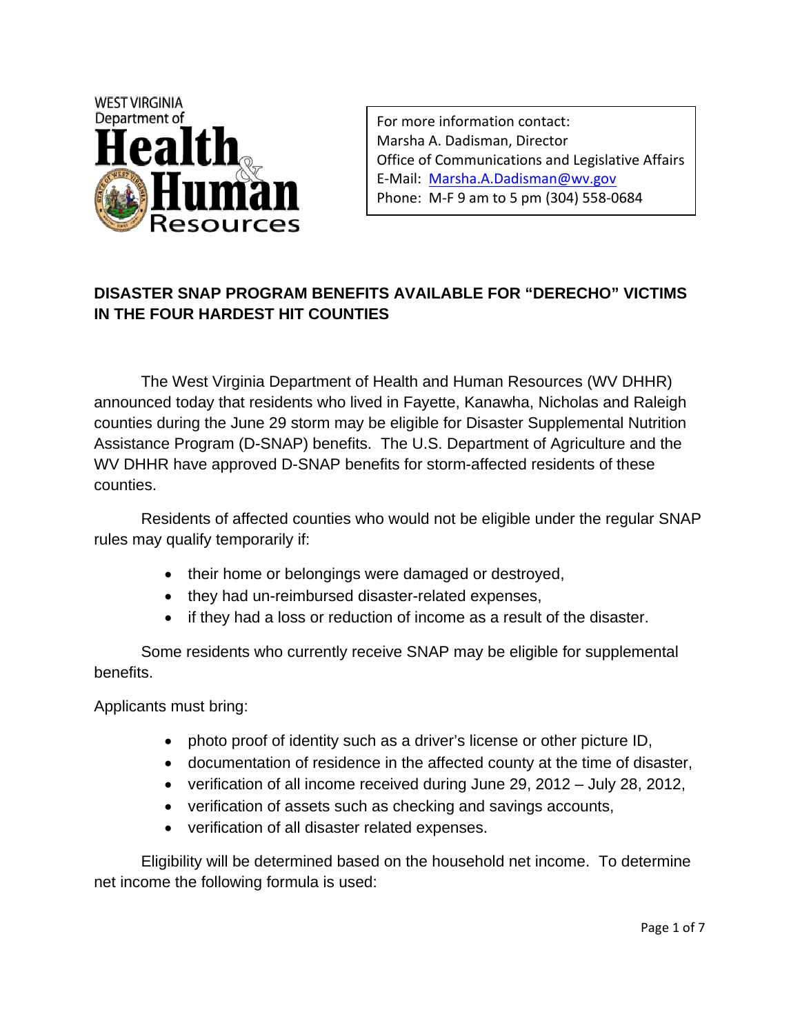WEST VIRGINIA
Department of
Health & Human Resources

For more information contact:
Marsha A. Dadisman, Director
Office of Communications and Legislative Affairs
E-Mail: Marsha.A.Dadisman@wv.gov
Phone: M-F 9 am to 5 pm (304) 558-0684

## DISASTER SNAP PROGRAM BENEFITS AVAILABLE FOR "DERECHO" VICTIMS IN THE FOUR HARDEST HIT COUNTIES

The West Virginia Department of Health and Human Resources (WV DHHR) announced today that residents who lived in Fayette, Kanawha, Nicholas and Raleigh counties during the June 29 storm may be eligible for Disaster Supplemental Nutrition Assistance Program (D-SNAP) benefits. The U.S. Department of Agriculture and the WV DHHR have approved D-SNAP benefits for storm-affected residents of these counties.

Residents of affected counties who would not be eligible under the regular SNAP rules may qualify temporarily if:

- their home or belongings were damaged or destroyed,
- they had un-reimbursed disaster-related expenses,
- if they had a loss or reduction of income as a result of the disaster.

Some residents who currently receive SNAP may be eligible for supplemental benefits.

Applicants must bring:

- photo proof of identity such as a driver's license or other picture ID,
- documentation of residence in the affected county at the time of disaster,
- verification of all income received during June 29, 2012 – July 28, 2012,
- verification of assets such as checking and savings accounts,
- verification of all disaster related expenses.

Eligibility will be determined based on the household net income. To determine net income the following formula is used: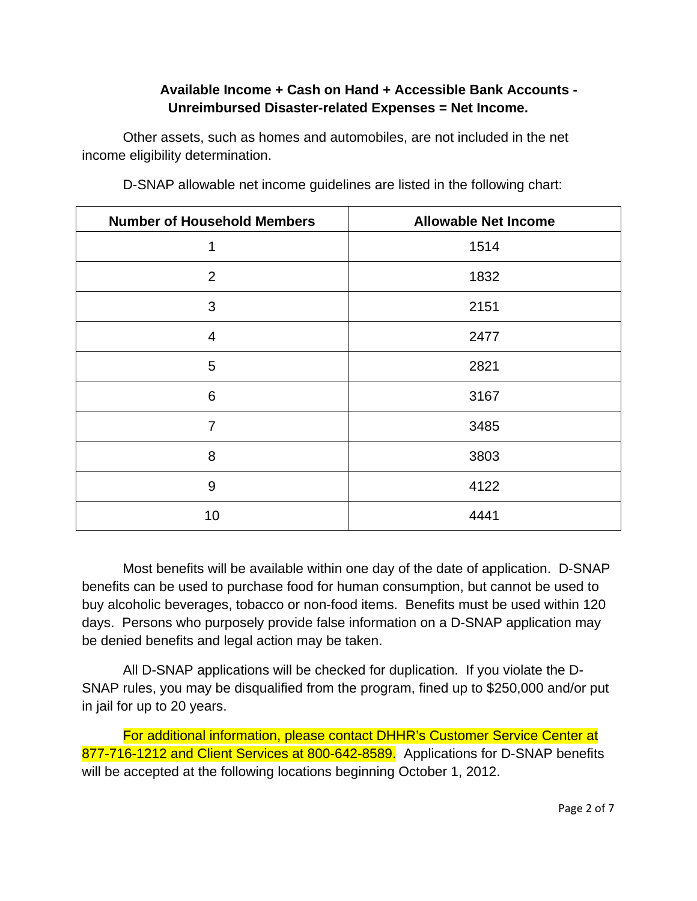**Available Income + Cash on Hand + Accessible Bank Accounts - Unreimbursed Disaster-related Expenses = Net Income.**

Other assets, such as homes and automobiles, are not included in the net income eligibility determination.

D-SNAP allowable net income guidelines are listed in the following chart:

| Number of Household Members | Allowable Net Income |
|---|---|
| 1 | 1514 |
| 2 | 1832 |
| 3 | 2151 |
| 4 | 2477 |
| 5 | 2821 |
| 6 | 3167 |
| 7 | 3485 |
| 8 | 3803 |
| 9 | 4122 |
| 10 | 4441 |

Most benefits will be available within one day of the date of application. D-SNAP benefits can be used to purchase food for human consumption, but cannot be used to buy alcoholic beverages, tobacco or non-food items. Benefits must be used within 120 days. Persons who purposely provide false information on a D-SNAP application may be denied benefits and legal action may be taken.

All D-SNAP applications will be checked for duplication. If you violate the D-SNAP rules, you may be disqualified from the program, fined up to $250,000 and/or put in jail for up to 20 years.

For additional information, please contact DHHR's Customer Service Center at 877-716-1212 and Client Services at 800-642-8589. Applications for D-SNAP benefits will be accepted at the following locations beginning October 1, 2012.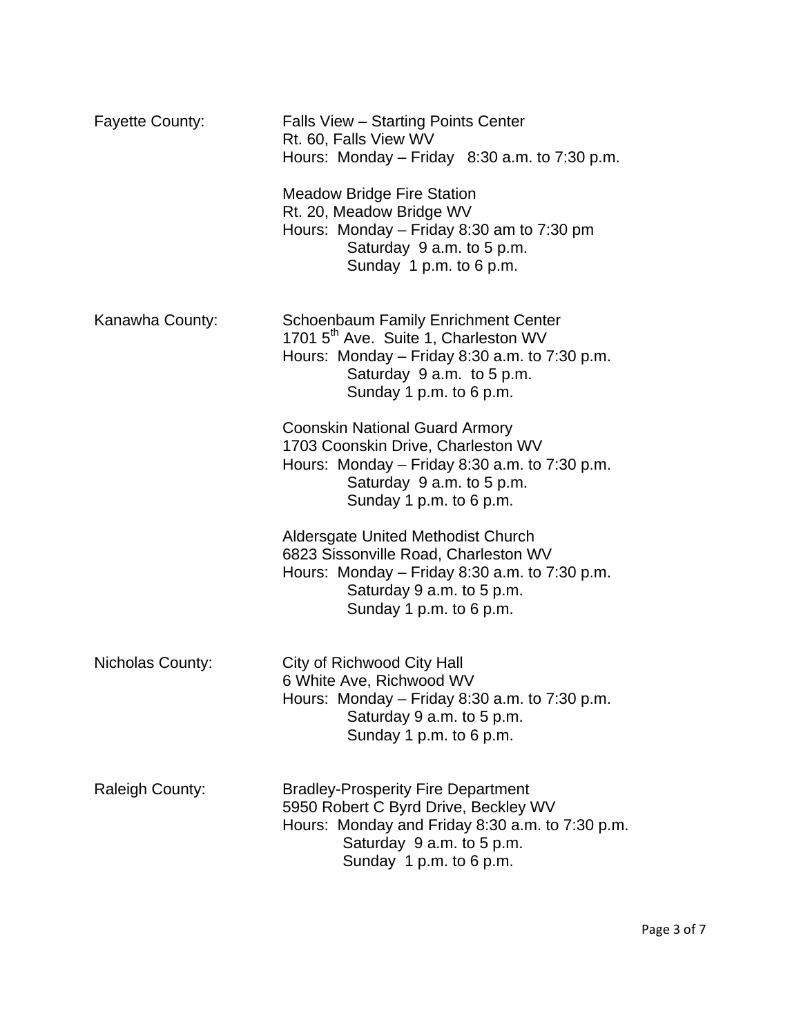**Fayette County:**

Falls View – Starting Points Center
Rt. 60, Falls View WV
Hours: Monday – Friday 8:30 a.m. to 7:30 p.m.

Meadow Bridge Fire Station
Rt. 20, Meadow Bridge WV
Hours: Monday – Friday 8:30 am to 7:30 pm
Saturday 9 a.m. to 5 p.m.
Sunday 1 p.m. to 6 p.m.

**Kanawha County:**

Schoenbaum Family Enrichment Center
1701 5th Ave. Suite 1, Charleston WV
Hours: Monday – Friday 8:30 a.m. to 7:30 p.m.
Saturday 9 a.m. to 5 p.m.
Sunday 1 p.m. to 6 p.m.

Coonskin National Guard Armory
1703 Coonskin Drive, Charleston WV
Hours: Monday – Friday 8:30 a.m. to 7:30 p.m.
Saturday 9 a.m. to 5 p.m.
Sunday 1 p.m. to 6 p.m.

Aldersgate United Methodist Church
6823 Sissonville Road, Charleston WV
Hours: Monday – Friday 8:30 a.m. to 7:30 p.m.
Saturday 9 a.m. to 5 p.m.
Sunday 1 p.m. to 6 p.m.

**Nicholas County:**

City of Richwood City Hall
6 White Ave, Richwood WV
Hours: Monday – Friday 8:30 a.m. to 7:30 p.m.
Saturday 9 a.m. to 5 p.m.
Sunday 1 p.m. to 6 p.m.

**Raleigh County:**

Bradley-Prosperity Fire Department
5950 Robert C Byrd Drive, Beckley WV
Hours: Monday and Friday 8:30 a.m. to 7:30 p.m.
Saturday 9 a.m. to 5 p.m.
Sunday 1 p.m. to 6 p.m.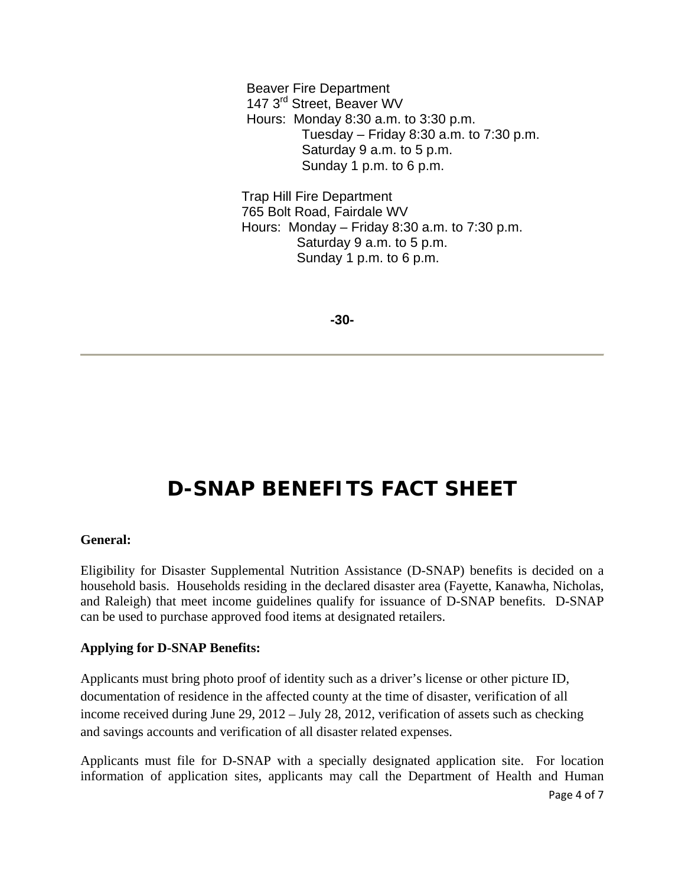Beaver Fire Department
147 3rd Street, Beaver WV
Hours: Monday 8:30 a.m. to 3:30 p.m.
Tuesday – Friday 8:30 a.m. to 7:30 p.m.
Saturday 9 a.m. to 5 p.m.
Sunday 1 p.m. to 6 p.m.

Trap Hill Fire Department
765 Bolt Road, Fairdale WV
Hours: Monday – Friday 8:30 a.m. to 7:30 p.m.
Saturday 9 a.m. to 5 p.m.
Sunday 1 p.m. to 6 p.m.

-30-

---

# D-SNAP BENEFITS FACT SHEET

**General:**

Eligibility for Disaster Supplemental Nutrition Assistance (D-SNAP) benefits is decided on a household basis. Households residing in the declared disaster area (Fayette, Kanawha, Nicholas, and Raleigh) that meet income guidelines qualify for issuance of D-SNAP benefits. D-SNAP can be used to purchase approved food items at designated retailers.

**Applying for D-SNAP Benefits:**

Applicants must bring photo proof of identity such as a driver's license or other picture ID, documentation of residence in the affected county at the time of disaster, verification of all income received during June 29, 2012 – July 28, 2012, verification of assets such as checking and savings accounts and verification of all disaster related expenses.

Applicants must file for D-SNAP with a specially designated application site. For location information of application sites, applicants may call the Department of Health and Human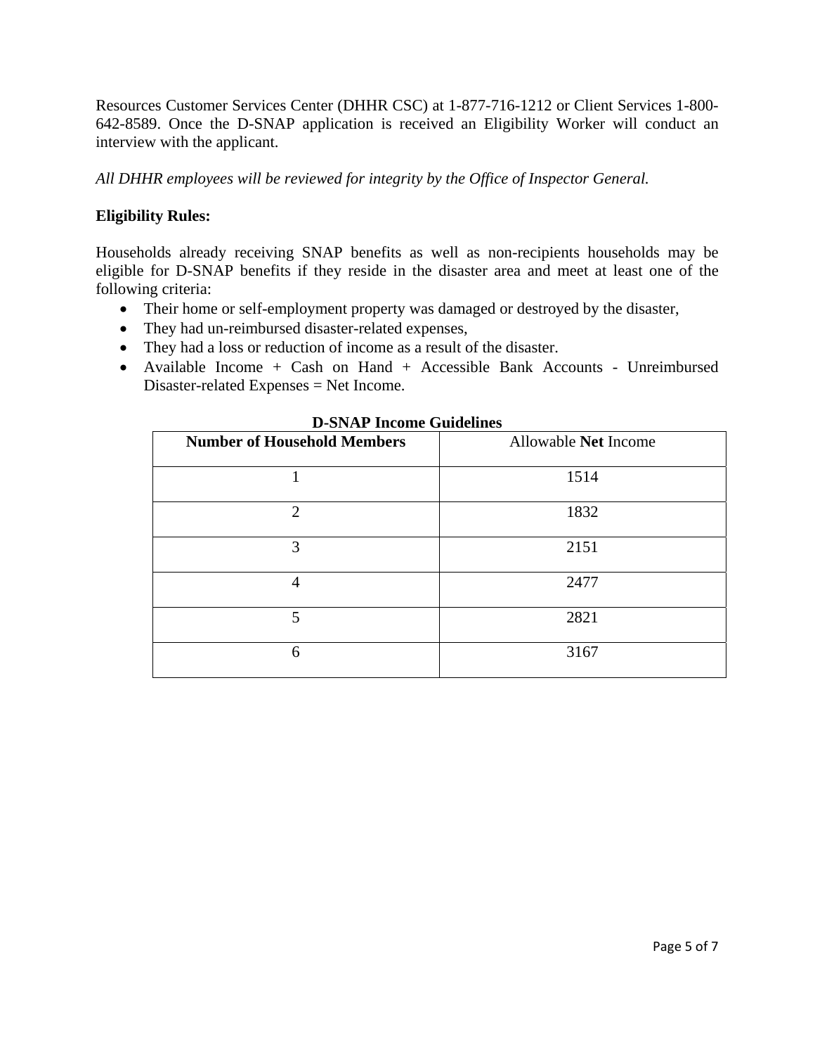Resources Customer Services Center (DHHR CSC) at 1-877-716-1212 or Client Services 1-800-642-8589. Once the D-SNAP application is received an Eligibility Worker will conduct an interview with the applicant.

*All DHHR employees will be reviewed for integrity by the Office of Inspector General.*

**Eligibility Rules:**

Households already receiving SNAP benefits as well as non-recipients households may be eligible for D-SNAP benefits if they reside in the disaster area and meet at least one of the following criteria:

- Their home or self-employment property was damaged or destroyed by the disaster,
- They had un-reimbursed disaster-related expenses,
- They had a loss or reduction of income as a result of the disaster.
- Available Income + Cash on Hand + Accessible Bank Accounts - Unreimbursed Disaster-related Expenses = Net Income.

**D-SNAP Income Guidelines**

| **Number of Household Members** | Allowable **Net** Income |
|---|---|
| 1 | 1514 |
| 2 | 1832 |
| 3 | 2151 |
| 4 | 2477 |
| 5 | 2821 |
| 6 | 3167 |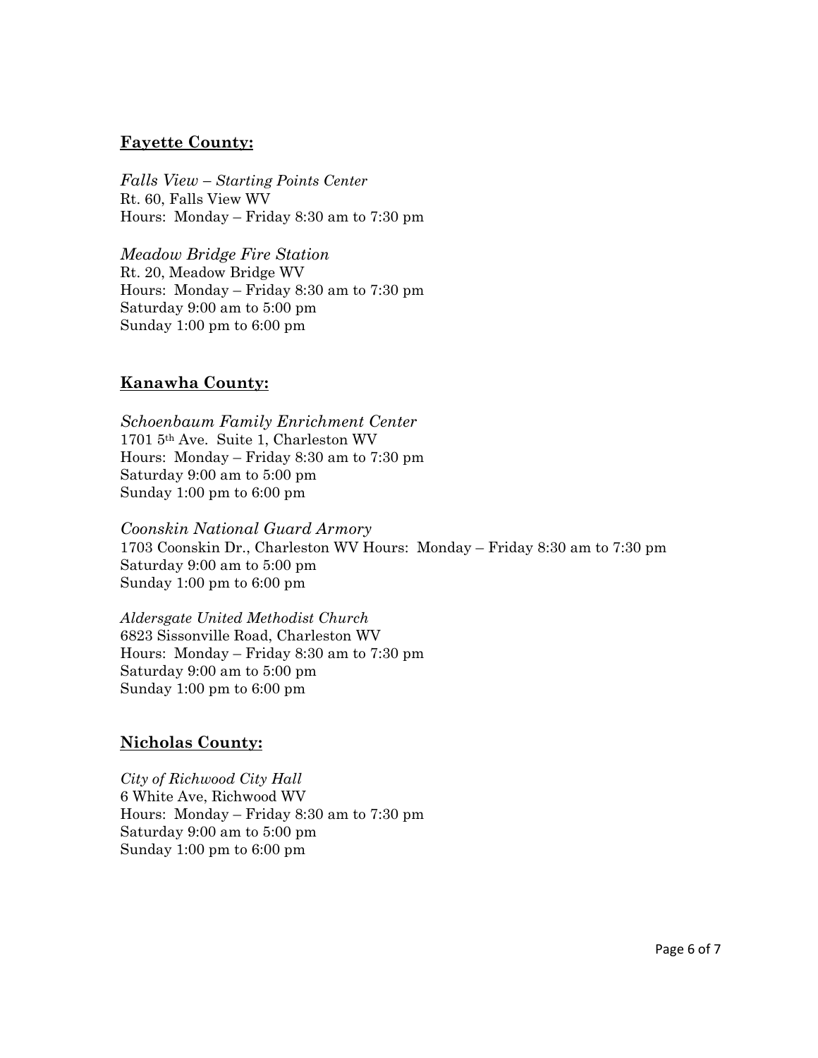**<u>Fayette County:</u>**

*Falls View – Starting Points Center*
Rt. 60, Falls View WV
Hours: Monday – Friday 8:30 am to 7:30 pm

*Meadow Bridge Fire Station*
Rt. 20, Meadow Bridge WV
Hours: Monday – Friday 8:30 am to 7:30 pm
Saturday 9:00 am to 5:00 pm
Sunday 1:00 pm to 6:00 pm

**<u>Kanawha County:</u>**

*Schoenbaum Family Enrichment Center*
1701 5th Ave. Suite 1, Charleston WV
Hours: Monday – Friday 8:30 am to 7:30 pm
Saturday 9:00 am to 5:00 pm
Sunday 1:00 pm to 6:00 pm

*Coonskin National Guard Armory*
1703 Coonskin Dr., Charleston WV Hours: Monday – Friday 8:30 am to 7:30 pm
Saturday 9:00 am to 5:00 pm
Sunday 1:00 pm to 6:00 pm

*Aldersgate United Methodist Church*
6823 Sissonville Road, Charleston WV
Hours: Monday – Friday 8:30 am to 7:30 pm
Saturday 9:00 am to 5:00 pm
Sunday 1:00 pm to 6:00 pm

**<u>Nicholas County:</u>**

*City of Richwood City Hall*
6 White Ave, Richwood WV
Hours: Monday – Friday 8:30 am to 7:30 pm
Saturday 9:00 am to 5:00 pm
Sunday 1:00 pm to 6:00 pm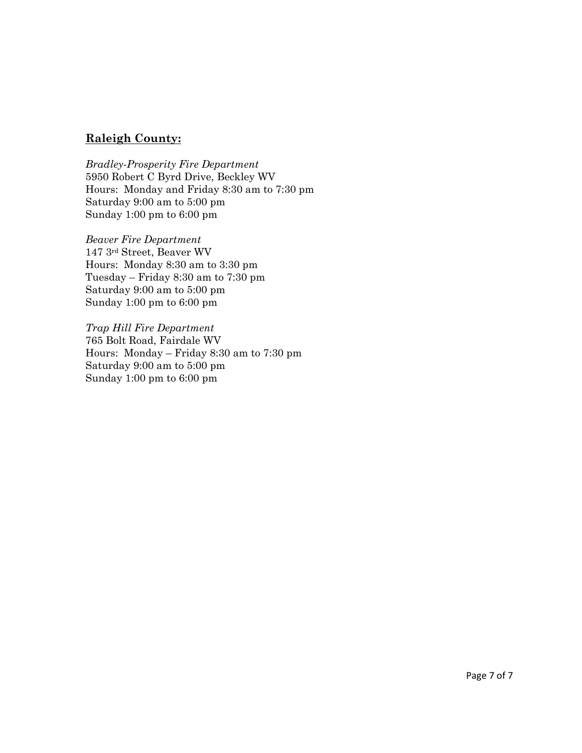## **Raleigh County:**

*Bradley-Prosperity Fire Department*
5950 Robert C Byrd Drive, Beckley WV
Hours: Monday and Friday 8:30 am to 7:30 pm
Saturday 9:00 am to 5:00 pm
Sunday 1:00 pm to 6:00 pm

*Beaver Fire Department*
147 3rd Street, Beaver WV
Hours: Monday 8:30 am to 3:30 pm
Tuesday – Friday 8:30 am to 7:30 pm
Saturday 9:00 am to 5:00 pm
Sunday 1:00 pm to 6:00 pm

*Trap Hill Fire Department*
765 Bolt Road, Fairdale WV
Hours: Monday – Friday 8:30 am to 7:30 pm
Saturday 9:00 am to 5:00 pm
Sunday 1:00 pm to 6:00 pm